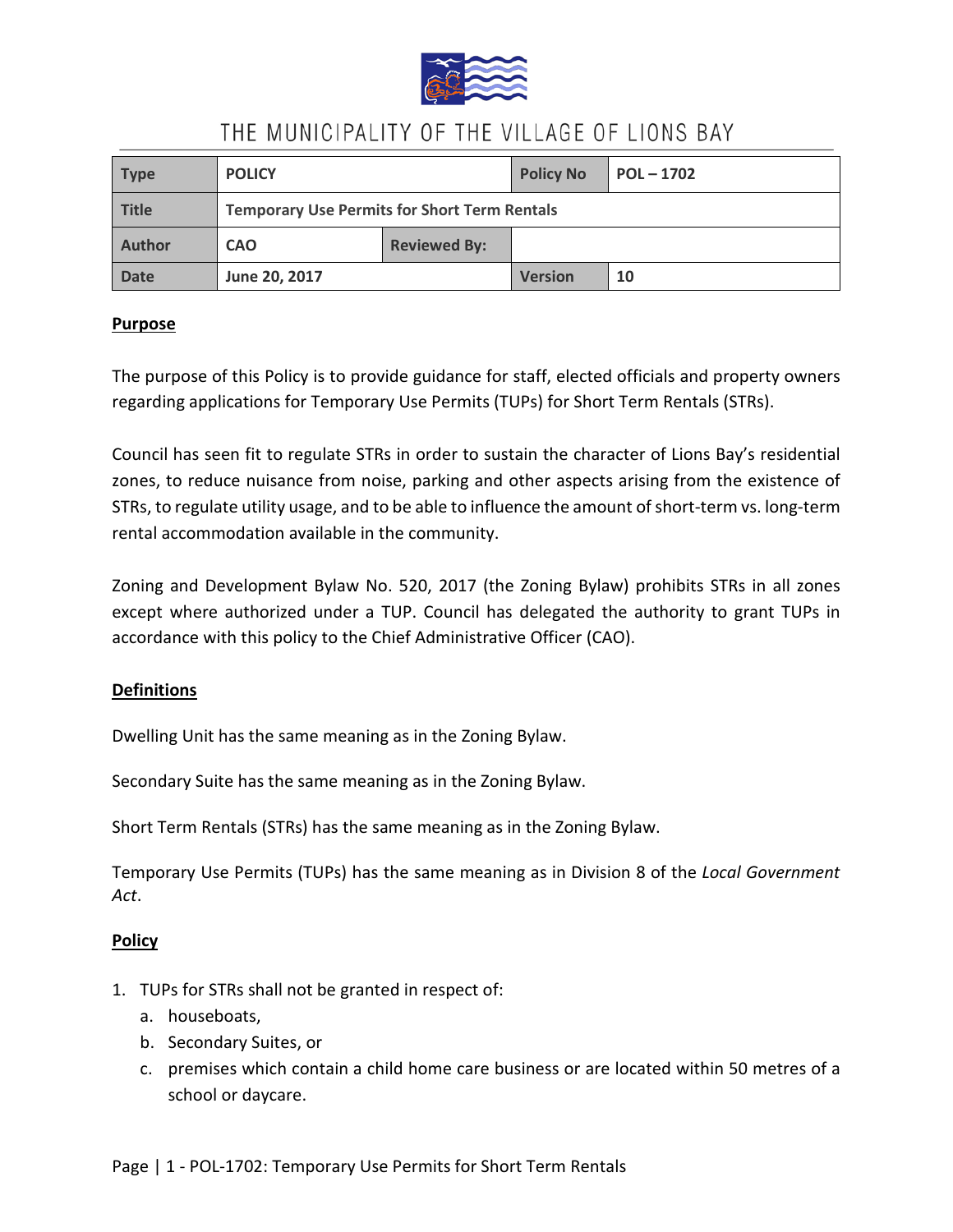# THE MUNICIPALITY OF THE VILLAGE OF LIONS BAY

| Type | POLICY | | Policy No | POL – 1702 |
|---|---|---|---|---|
| Title | Temporary Use Permits for Short Term Rentals | | | |
| Author | CAO | Reviewed By: | | |
| Date | June 20, 2017 | | Version | 10 |

## Purpose

The purpose of this Policy is to provide guidance for staff, elected officials and property owners regarding applications for Temporary Use Permits (TUPs) for Short Term Rentals (STRs).

Council has seen fit to regulate STRs in order to sustain the character of Lions Bay's residential zones, to reduce nuisance from noise, parking and other aspects arising from the existence of STRs, to regulate utility usage, and to be able to influence the amount of short-term vs. long-term rental accommodation available in the community.

Zoning and Development Bylaw No. 520, 2017 (the Zoning Bylaw) prohibits STRs in all zones except where authorized under a TUP. Council has delegated the authority to grant TUPs in accordance with this policy to the Chief Administrative Officer (CAO).

## Definitions

Dwelling Unit has the same meaning as in the Zoning Bylaw.

Secondary Suite has the same meaning as in the Zoning Bylaw.

Short Term Rentals (STRs) has the same meaning as in the Zoning Bylaw.

Temporary Use Permits (TUPs) has the same meaning as in Division 8 of the *Local Government Act*.

## Policy

1. TUPs for STRs shall not be granted in respect of:
   a. houseboats,
   b. Secondary Suites, or
   c. premises which contain a child home care business or are located within 50 metres of a school or daycare.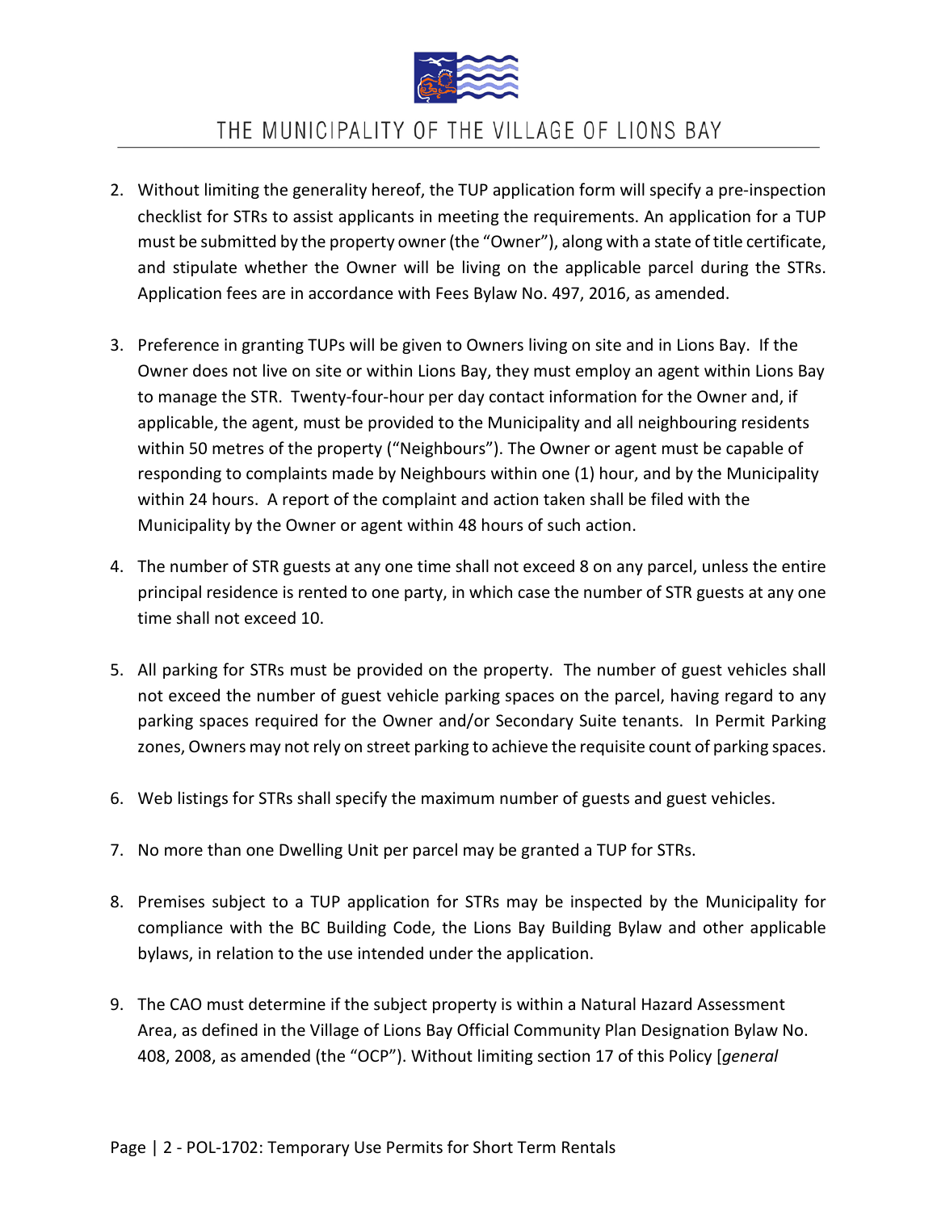2. Without limiting the generality hereof, the TUP application form will specify a pre-inspection checklist for STRs to assist applicants in meeting the requirements. An application for a TUP must be submitted by the property owner (the "Owner"), along with a state of title certificate, and stipulate whether the Owner will be living on the applicable parcel during the STRs. Application fees are in accordance with Fees Bylaw No. 497, 2016, as amended.

3. Preference in granting TUPs will be given to Owners living on site and in Lions Bay. If the Owner does not live on site or within Lions Bay, they must employ an agent within Lions Bay to manage the STR. Twenty-four-hour per day contact information for the Owner and, if applicable, the agent, must be provided to the Municipality and all neighbouring residents within 50 metres of the property ("Neighbours"). The Owner or agent must be capable of responding to complaints made by Neighbours within one (1) hour, and by the Municipality within 24 hours. A report of the complaint and action taken shall be filed with the Municipality by the Owner or agent within 48 hours of such action.

4. The number of STR guests at any one time shall not exceed 8 on any parcel, unless the entire principal residence is rented to one party, in which case the number of STR guests at any one time shall not exceed 10.

5. All parking for STRs must be provided on the property. The number of guest vehicles shall not exceed the number of guest vehicle parking spaces on the parcel, having regard to any parking spaces required for the Owner and/or Secondary Suite tenants. In Permit Parking zones, Owners may not rely on street parking to achieve the requisite count of parking spaces.

6. Web listings for STRs shall specify the maximum number of guests and guest vehicles.

7. No more than one Dwelling Unit per parcel may be granted a TUP for STRs.

8. Premises subject to a TUP application for STRs may be inspected by the Municipality for compliance with the BC Building Code, the Lions Bay Building Bylaw and other applicable bylaws, in relation to the use intended under the application.

9. The CAO must determine if the subject property is within a Natural Hazard Assessment Area, as defined in the Village of Lions Bay Official Community Plan Designation Bylaw No. 408, 2008, as amended (the "OCP"). Without limiting section 17 of this Policy [*general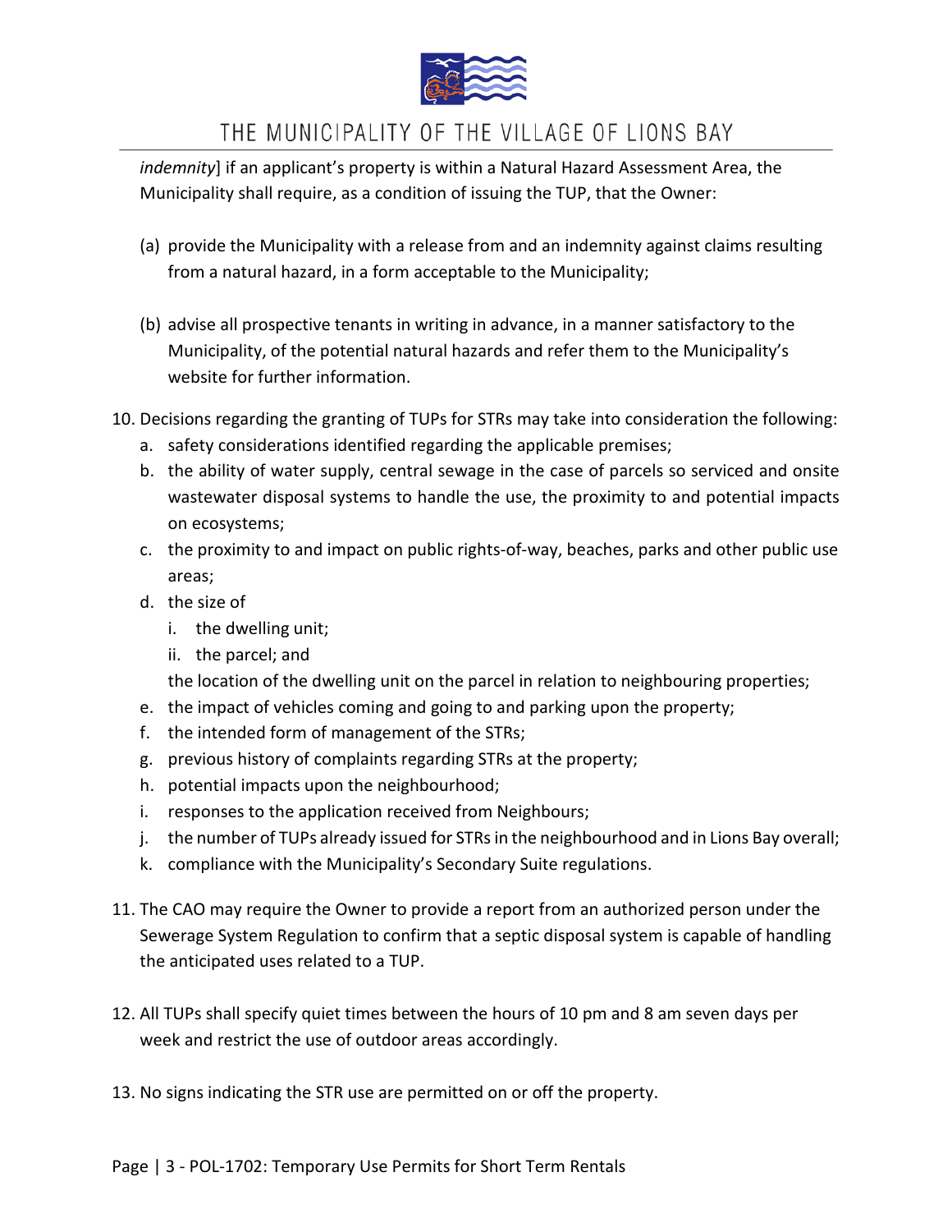*indemnity*] if an applicant's property is within a Natural Hazard Assessment Area, the Municipality shall require, as a condition of issuing the TUP, that the Owner:

(a) provide the Municipality with a release from and an indemnity against claims resulting from a natural hazard, in a form acceptable to the Municipality;

(b) advise all prospective tenants in writing in advance, in a manner satisfactory to the Municipality, of the potential natural hazards and refer them to the Municipality's website for further information.

10. Decisions regarding the granting of TUPs for STRs may take into consideration the following:
    a. safety considerations identified regarding the applicable premises;
    b. the ability of water supply, central sewage in the case of parcels so serviced and onsite wastewater disposal systems to handle the use, the proximity to and potential impacts on ecosystems;
    c. the proximity to and impact on public rights-of-way, beaches, parks and other public use areas;
    d. the size of
       i. the dwelling unit;
       ii. the parcel; and

       the location of the dwelling unit on the parcel in relation to neighbouring properties;
    e. the impact of vehicles coming and going to and parking upon the property;
    f. the intended form of management of the STRs;
    g. previous history of complaints regarding STRs at the property;
    h. potential impacts upon the neighbourhood;
    i. responses to the application received from Neighbours;
    j. the number of TUPs already issued for STRs in the neighbourhood and in Lions Bay overall;
    k. compliance with the Municipality's Secondary Suite regulations.

11. The CAO may require the Owner to provide a report from an authorized person under the Sewerage System Regulation to confirm that a septic disposal system is capable of handling the anticipated uses related to a TUP.

12. All TUPs shall specify quiet times between the hours of 10 pm and 8 am seven days per week and restrict the use of outdoor areas accordingly.

13. No signs indicating the STR use are permitted on or off the property.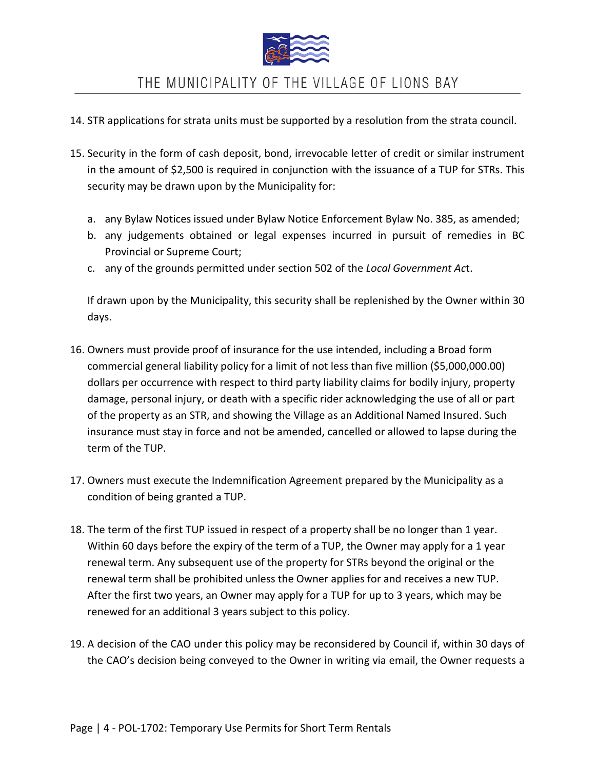14. STR applications for strata units must be supported by a resolution from the strata council.

15. Security in the form of cash deposit, bond, irrevocable letter of credit or similar instrument in the amount of $2,500 is required in conjunction with the issuance of a TUP for STRs. This security may be drawn upon by the Municipality for:

    a. any Bylaw Notices issued under Bylaw Notice Enforcement Bylaw No. 385, as amended;
    b. any judgements obtained or legal expenses incurred in pursuit of remedies in BC Provincial or Supreme Court;
    c. any of the grounds permitted under section 502 of the *Local Government Ac*t.

    If drawn upon by the Municipality, this security shall be replenished by the Owner within 30 days.

16. Owners must provide proof of insurance for the use intended, including a Broad form commercial general liability policy for a limit of not less than five million ($5,000,000.00) dollars per occurrence with respect to third party liability claims for bodily injury, property damage, personal injury, or death with a specific rider acknowledging the use of all or part of the property as an STR, and showing the Village as an Additional Named Insured. Such insurance must stay in force and not be amended, cancelled or allowed to lapse during the term of the TUP.

17. Owners must execute the Indemnification Agreement prepared by the Municipality as a condition of being granted a TUP.

18. The term of the first TUP issued in respect of a property shall be no longer than 1 year. Within 60 days before the expiry of the term of a TUP, the Owner may apply for a 1 year renewal term. Any subsequent use of the property for STRs beyond the original or the renewal term shall be prohibited unless the Owner applies for and receives a new TUP. After the first two years, an Owner may apply for a TUP for up to 3 years, which may be renewed for an additional 3 years subject to this policy.

19. A decision of the CAO under this policy may be reconsidered by Council if, within 30 days of the CAO's decision being conveyed to the Owner in writing via email, the Owner requests a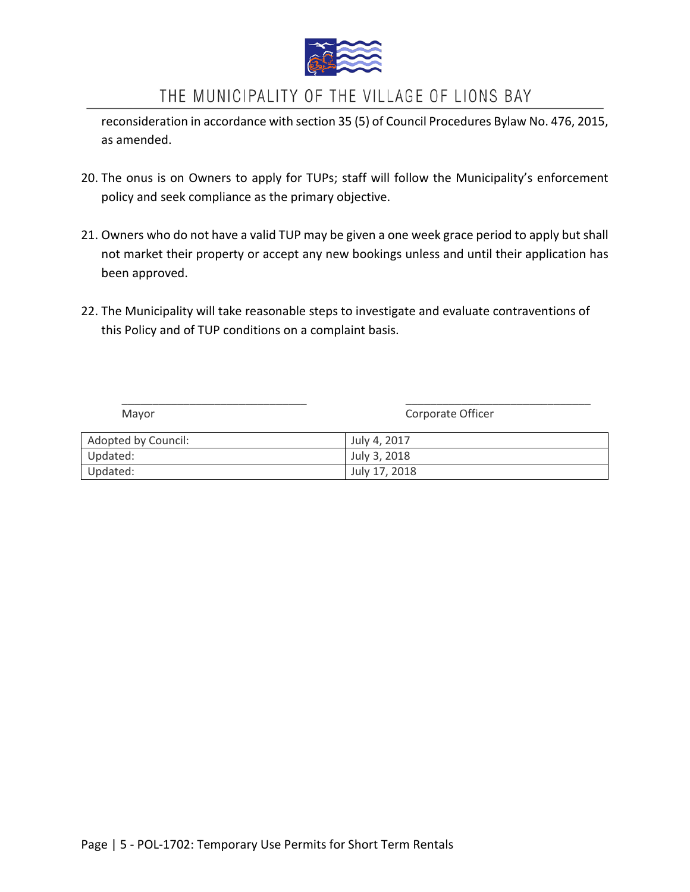reconsideration in accordance with section 35 (5) of Council Procedures Bylaw No. 476, 2015, as amended.

20. The onus is on Owners to apply for TUPs; staff will follow the Municipality's enforcement policy and seek compliance as the primary objective.

21. Owners who do not have a valid TUP may be given a one week grace period to apply but shall not market their property or accept any new bookings unless and until their application has been approved.

22. The Municipality will take reasonable steps to investigate and evaluate contraventions of this Policy and of TUP conditions on a complaint basis.

\_\_\_\_\_\_\_\_\_\_\_\_\_\_\_\_\_\_\_\_\_\_\_\_\_\_\_\_\_\_ Mayor

\_\_\_\_\_\_\_\_\_\_\_\_\_\_\_\_\_\_\_\_\_\_\_\_\_\_\_\_\_\_ Corporate Officer

| | |
|---|---|
| Adopted by Council: | July 4, 2017 |
| Updated: | July 3, 2018 |
| Updated: | July 17, 2018 |